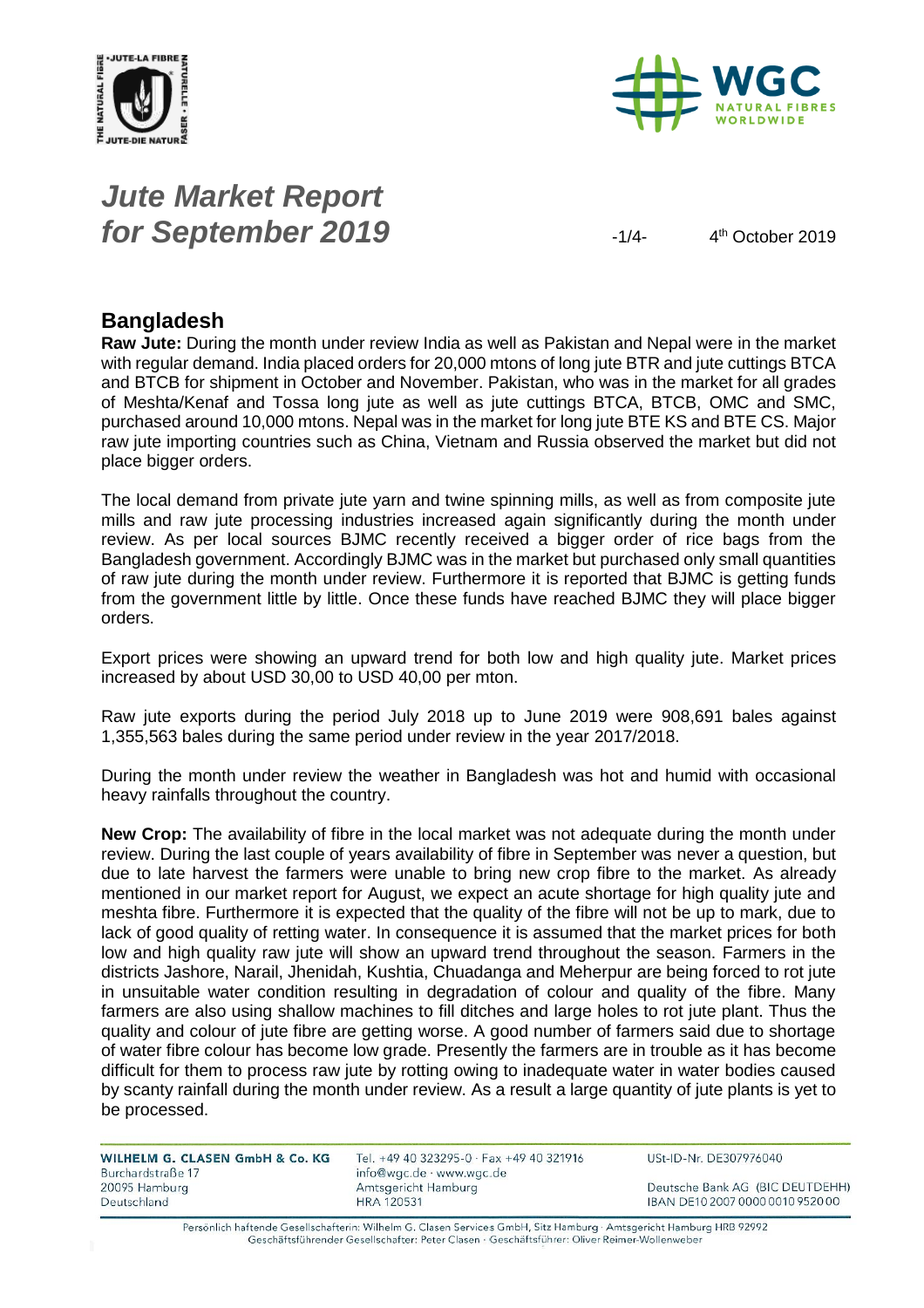# *Jute Market Report for September 2019*

4th October 2019

## Bangladesh

**Raw Jute:** During the month under review India as well as Pakistan and Nepal were in the market with regular demand. India placed orders for 20,000 mtons of long jute BTR and jute cuttings BTCA and BTCB for shipment in October and November. Pakistan, who was in the market for all grades of Meshta/Kenaf and Tossa long jute as well as jute cuttings BTCA, BTCB, OMC and SMC, purchased around 10,000 mtons. Nepal was in the market for long jute BTE KS and BTE CS. Major raw jute importing countries such as China, Vietnam and Russia observed the market but did not place bigger orders.

The local demand from private jute yarn and twine spinning mills, as well as from composite jute mills and raw jute processing industries increased again significantly during the month under review. As per local sources BJMC recently received a bigger order of rice bags from the Bangladesh government. Accordingly BJMC was in the market but purchased only small quantities of raw jute during the month under review. Furthermore it is reported that BJMC is getting funds from the government little by little. Once these funds have reached BJMC they will place bigger orders.

Export prices were showing an upward trend for both low and high quality jute. Market prices increased by about USD 30,00 to USD 40,00 per mton.

Raw jute exports during the period July 2018 up to June 2019 were 908,691 bales against 1,355,563 bales during the same period under review in the year 2017/2018.

During the month under review the weather in Bangladesh was hot and humid with occasional heavy rainfalls throughout the country.

**New Crop:** The availability of fibre in the local market was not adequate during the month under review. During the last couple of years availability of fibre in September was never a question, but due to late harvest the farmers were unable to bring new crop fibre to the market. As already mentioned in our market report for August, we expect an acute shortage for high quality jute and meshta fibre. Furthermore it is expected that the quality of the fibre will not be up to mark, due to lack of good quality of retting water. In consequence it is assumed that the market prices for both low and high quality raw jute will show an upward trend throughout the season. Farmers in the districts Jashore, Narail, Jhenidah, Kushtia, Chuadanga and Meherpur are being forced to rot jute in unsuitable water condition resulting in degradation of colour and quality of the fibre. Many farmers are also using shallow machines to fill ditches and large holes to rot jute plant. Thus the quality and colour of jute fibre are getting worse. A good number of farmers said due to shortage of water fibre colour has become low grade. Presently the farmers are in trouble as it has become difficult for them to process raw jute by rotting owing to inadequate water in water bodies caused by scanty rainfall during the month under review. As a result a large quantity of jute plants is yet to be processed.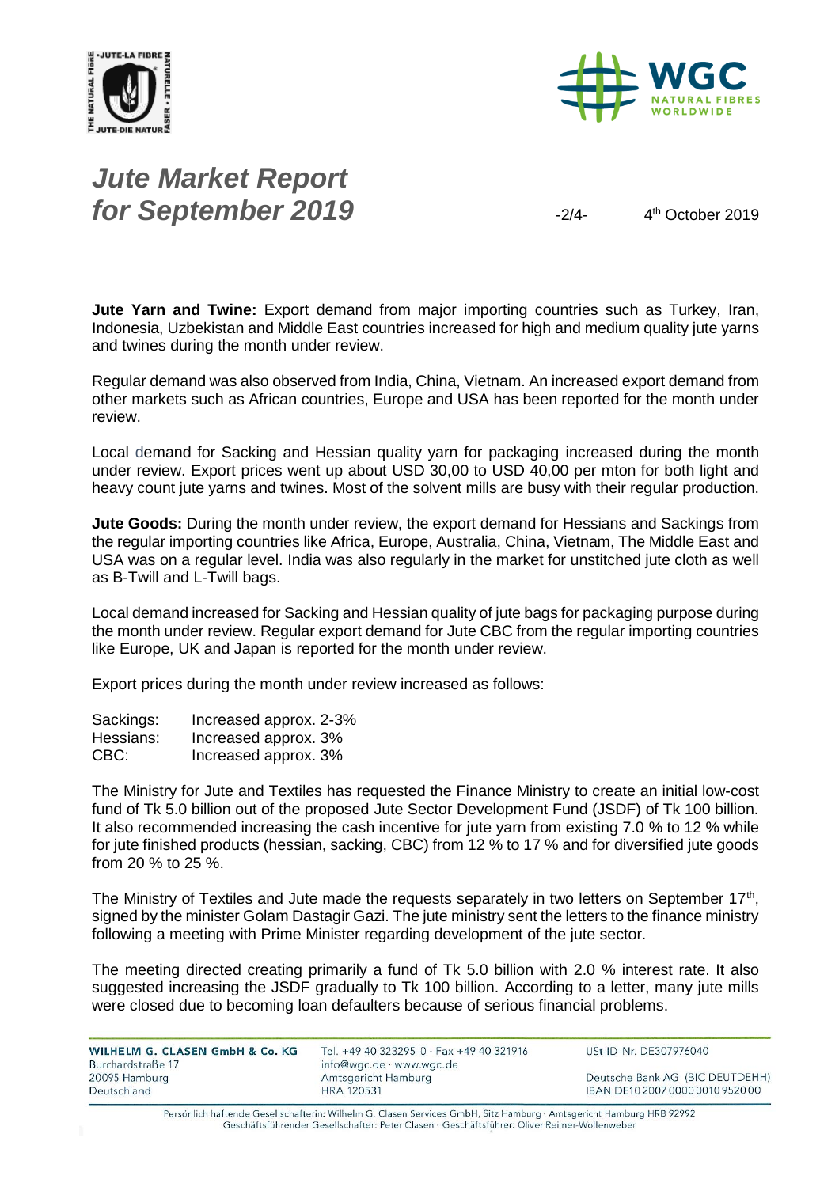**Jute Yarn and Twine:** Export demand from major importing countries such as Turkey, Iran, Indonesia, Uzbekistan and Middle East countries increased for high and medium quality jute yarns and twines during the month under review.

Regular demand was also observed from India, China, Vietnam. An increased export demand from other markets such as African countries, Europe and USA has been reported for the month under review.

Local demand for Sacking and Hessian quality yarn for packaging increased during the month under review. Export prices went up about USD 30,00 to USD 40,00 per mton for both light and heavy count jute yarns and twines. Most of the solvent mills are busy with their regular production.

**Jute Goods:** During the month under review, the export demand for Hessians and Sackings from the regular importing countries like Africa, Europe, Australia, China, Vietnam, The Middle East and USA was on a regular level. India was also regularly in the market for unstitched jute cloth as well as B-Twill and L-Twill bags.

Local demand increased for Sacking and Hessian quality of jute bags for packaging purpose during the month under review. Regular export demand for Jute CBC from the regular importing countries like Europe, UK and Japan is reported for the month under review.

Export prices during the month under review increased as follows:

| | |
|---|---|
| Sackings: | Increased approx. 2-3% |
| Hessians: | Increased approx. 3% |
| CBC: | Increased approx. 3% |

The Ministry for Jute and Textiles has requested the Finance Ministry to create an initial low-cost fund of Tk 5.0 billion out of the proposed Jute Sector Development Fund (JSDF) of Tk 100 billion. It also recommended increasing the cash incentive for jute yarn from existing 7.0 % to 12 % while for jute finished products (hessian, sacking, CBC) from 12 % to 17 % and for diversified jute goods from 20 % to 25 %.

The Ministry of Textiles and Jute made the requests separately in two letters on September 17th, signed by the minister Golam Dastagir Gazi. The jute ministry sent the letters to the finance ministry following a meeting with Prime Minister regarding development of the jute sector.

The meeting directed creating primarily a fund of Tk 5.0 billion with 2.0 % interest rate. It also suggested increasing the JSDF gradually to Tk 100 billion. According to a letter, many jute mills were closed due to becoming loan defaulters because of serious financial problems.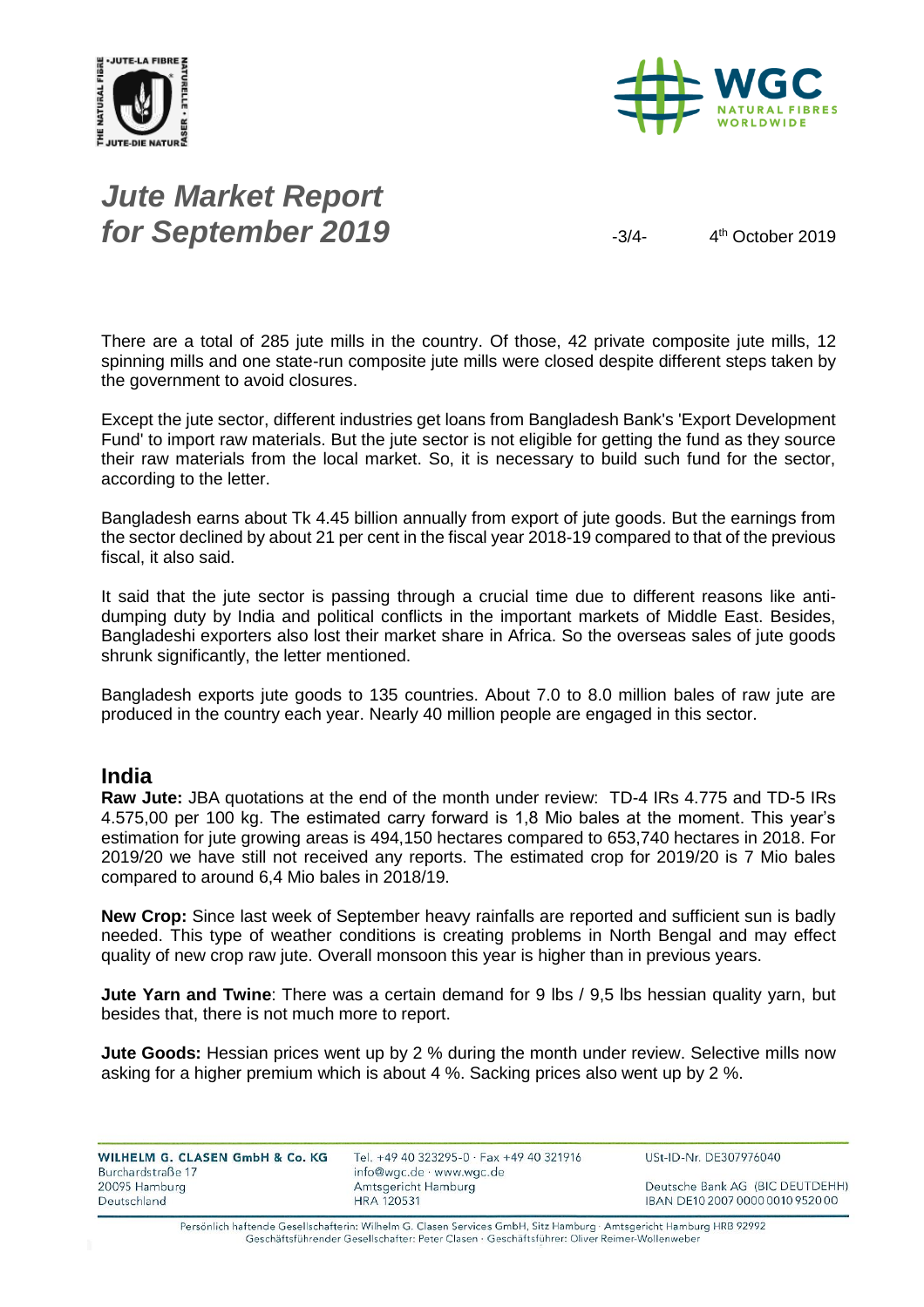There are a total of 285 jute mills in the country. Of those, 42 private composite jute mills, 12 spinning mills and one state-run composite jute mills were closed despite different steps taken by the government to avoid closures.

Except the jute sector, different industries get loans from Bangladesh Bank's 'Export Development Fund' to import raw materials. But the jute sector is not eligible for getting the fund as they source their raw materials from the local market. So, it is necessary to build such fund for the sector, according to the letter.

Bangladesh earns about Tk 4.45 billion annually from export of jute goods. But the earnings from the sector declined by about 21 per cent in the fiscal year 2018-19 compared to that of the previous fiscal, it also said.

It said that the jute sector is passing through a crucial time due to different reasons like anti-dumping duty by India and political conflicts in the important markets of Middle East. Besides, Bangladeshi exporters also lost their market share in Africa. So the overseas sales of jute goods shrunk significantly, the letter mentioned.

Bangladesh exports jute goods to 135 countries. About 7.0 to 8.0 million bales of raw jute are produced in the country each year. Nearly 40 million people are engaged in this sector.

## India

**Raw Jute:** JBA quotations at the end of the month under review: TD-4 IRs 4.775 and TD-5 IRs 4.575,00 per 100 kg. The estimated carry forward is 1,8 Mio bales at the moment. This year's estimation for jute growing areas is 494,150 hectares compared to 653,740 hectares in 2018. For 2019/20 we have still not received any reports. The estimated crop for 2019/20 is 7 Mio bales compared to around 6,4 Mio bales in 2018/19.

**New Crop:** Since last week of September heavy rainfalls are reported and sufficient sun is badly needed. This type of weather conditions is creating problems in North Bengal and may effect quality of new crop raw jute. Overall monsoon this year is higher than in previous years.

**Jute Yarn and Twine**: There was a certain demand for 9 lbs / 9,5 lbs hessian quality yarn, but besides that, there is not much more to report.

**Jute Goods:** Hessian prices went up by 2 % during the month under review. Selective mills now asking for a higher premium which is about 4 %. Sacking prices also went up by 2 %.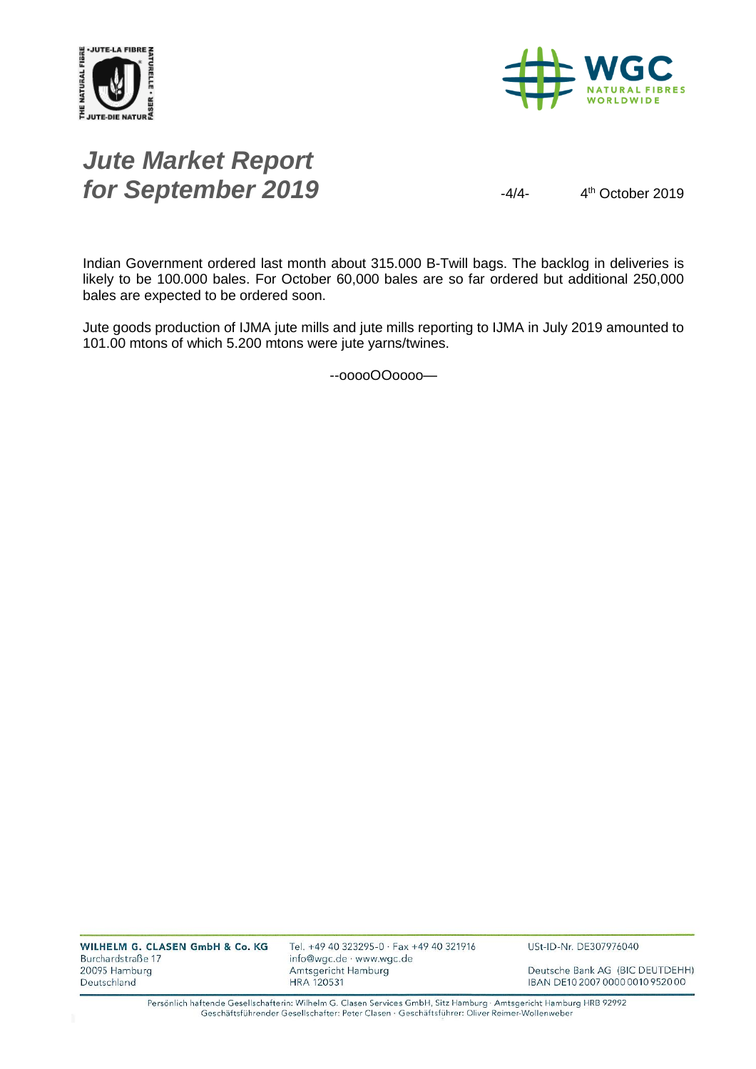*Jute Market Report for September 2019*

4th October 2019

Indian Government ordered last month about 315.000 B-Twill bags. The backlog in deliveries is likely to be 100.000 bales. For October 60,000 bales are so far ordered but additional 250,000 bales are expected to be ordered soon.

Jute goods production of IJMA jute mills and jute mills reporting to IJMA in July 2019 amounted to 101.00 mtons of which 5.200 mtons were jute yarns/twines.

--ooooOOoooo—